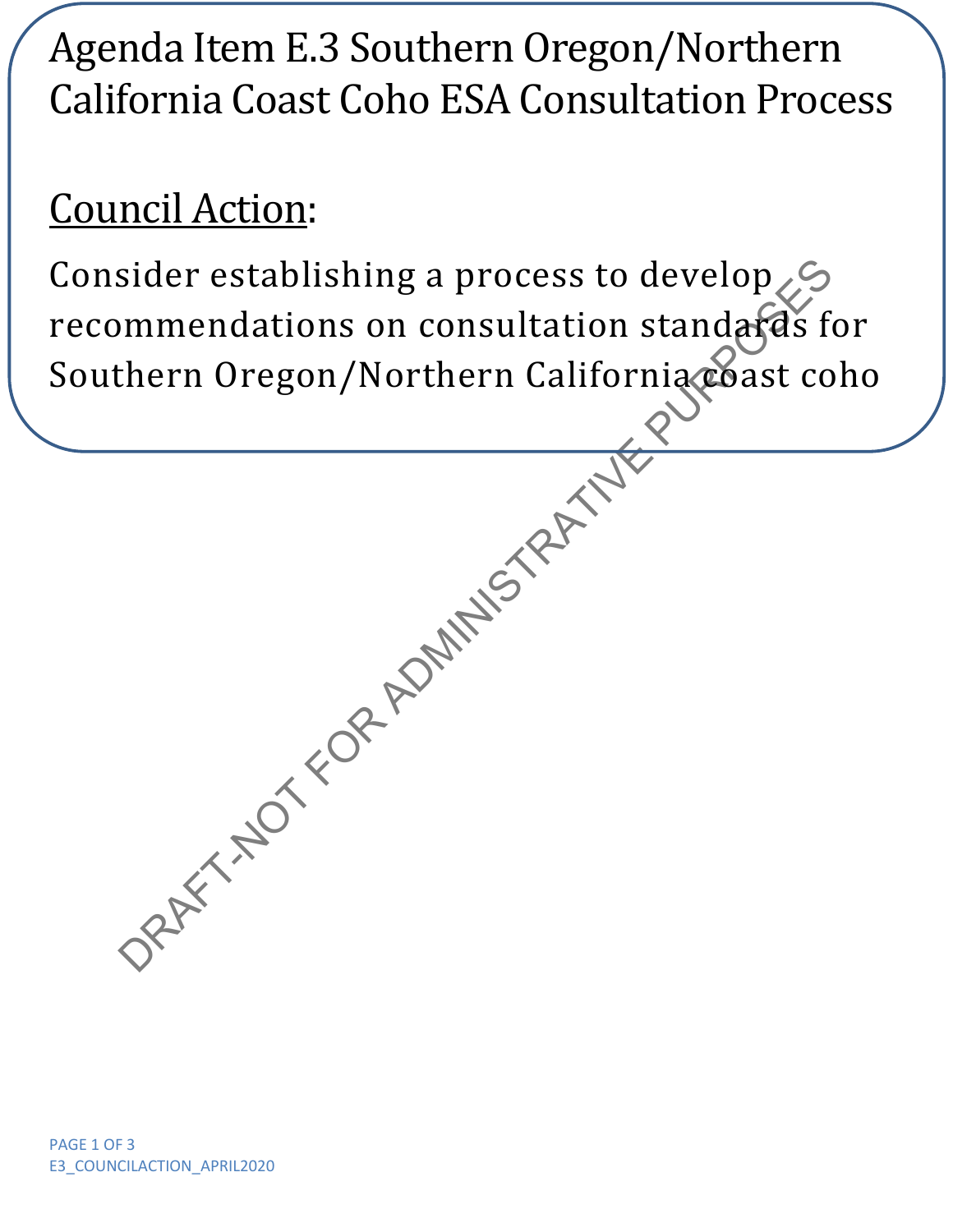# Agenda Item E.3 Southern Oregon/Northern California Coast Coho ESA Consultation Process

## Council Action:

Consider establishing a process to develop recommendations on consultation standards for Southern Oregon/Northern California coast coho

DRAFT-NOT FOR ADMINISTRATIVE PURPOSES

E3_COUNCILACTION_APRIL2020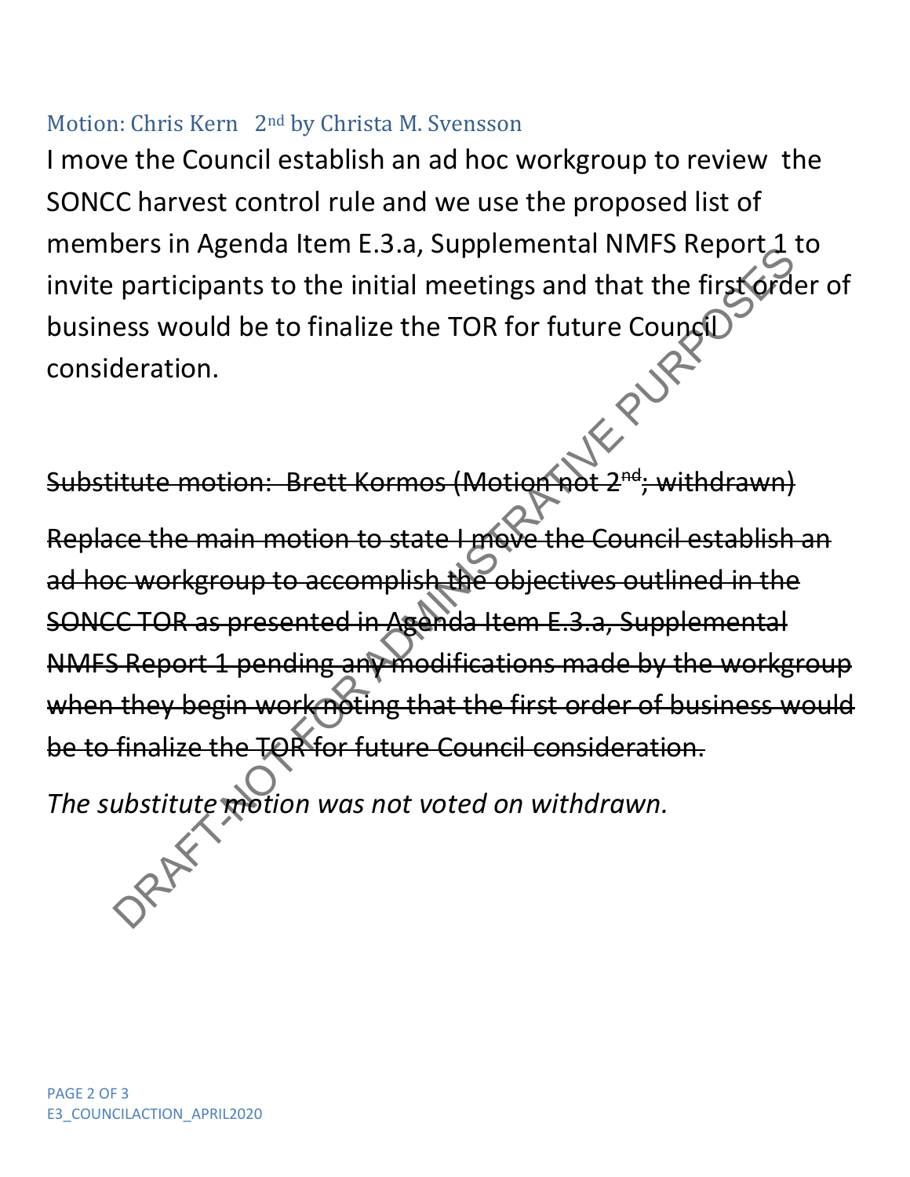Motion: Chris Kern 2nd by Christa M. Svensson

I move the Council establish an ad hoc workgroup to review the SONCC harvest control rule and we use the proposed list of members in Agenda Item E.3.a, Supplemental NMFS Report 1 to invite participants to the initial meetings and that the first order of business would be to finalize the TOR for future Council consideration.

~~Substitute motion: Brett Kormos (Motion not 2nd; withdrawn)~~

~~Replace the main motion to state I move the Council establish an ad hoc workgroup to accomplish the objectives outlined in the SONCC TOR as presented in Agenda Item E.3.a, Supplemental NMFS Report 1 pending any modifications made by the workgroup when they begin work noting that the first order of business would be to finalize the TOR for future Council consideration.~~

*The substitute motion was not voted on withdrawn.*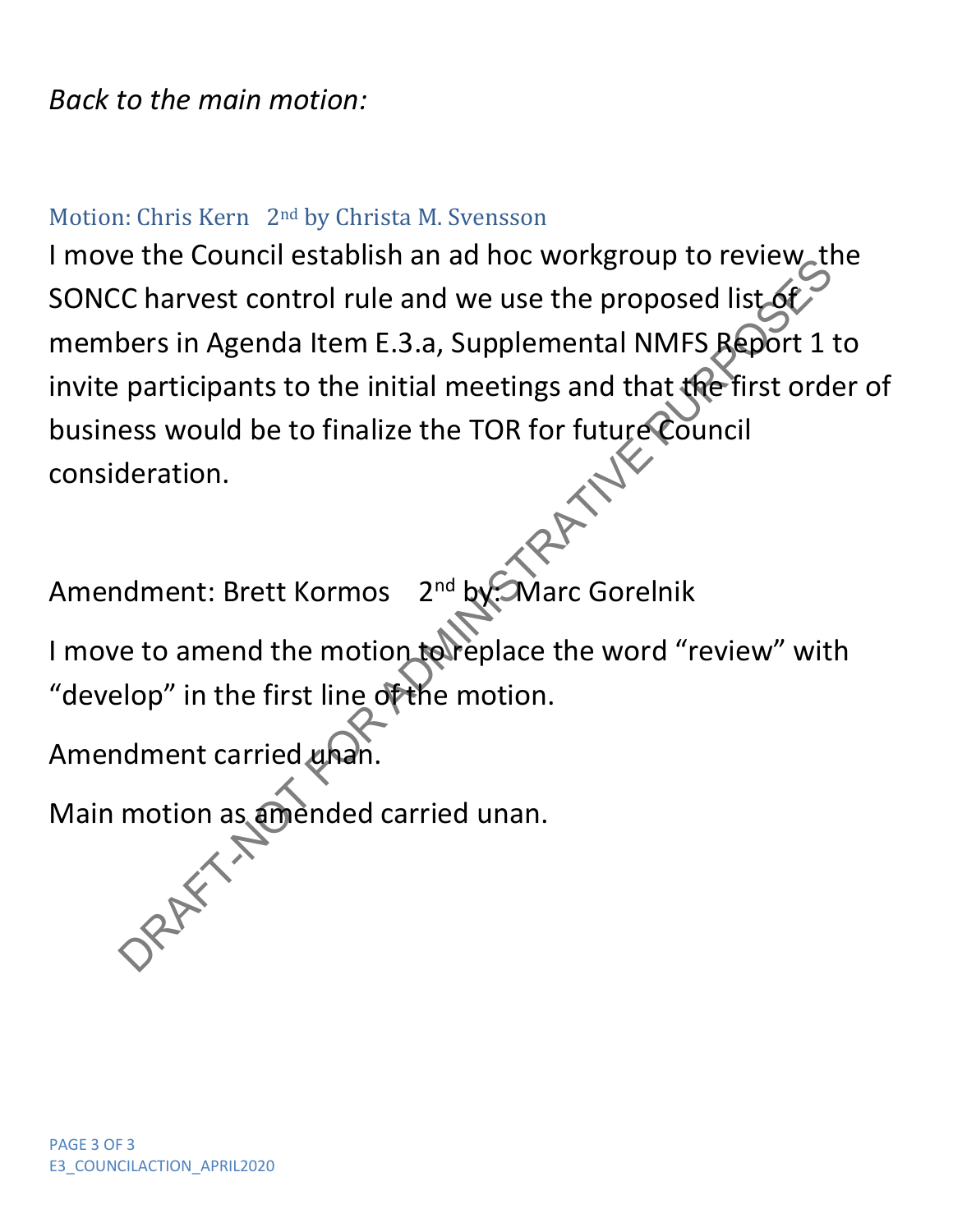*Back to the main motion:*

Motion: Chris Kern   2nd by Christa M. Svensson

I move the Council establish an ad hoc workgroup to review the SONCC harvest control rule and we use the proposed list of members in Agenda Item E.3.a, Supplemental NMFS Report 1 to invite participants to the initial meetings and that the first order of business would be to finalize the TOR for future Council consideration.

Amendment: Brett Kormos   2nd by: Marc Gorelnik

I move to amend the motion to replace the word "review" with "develop" in the first line of the motion.

Amendment carried unan.

Main motion as amended carried unan.